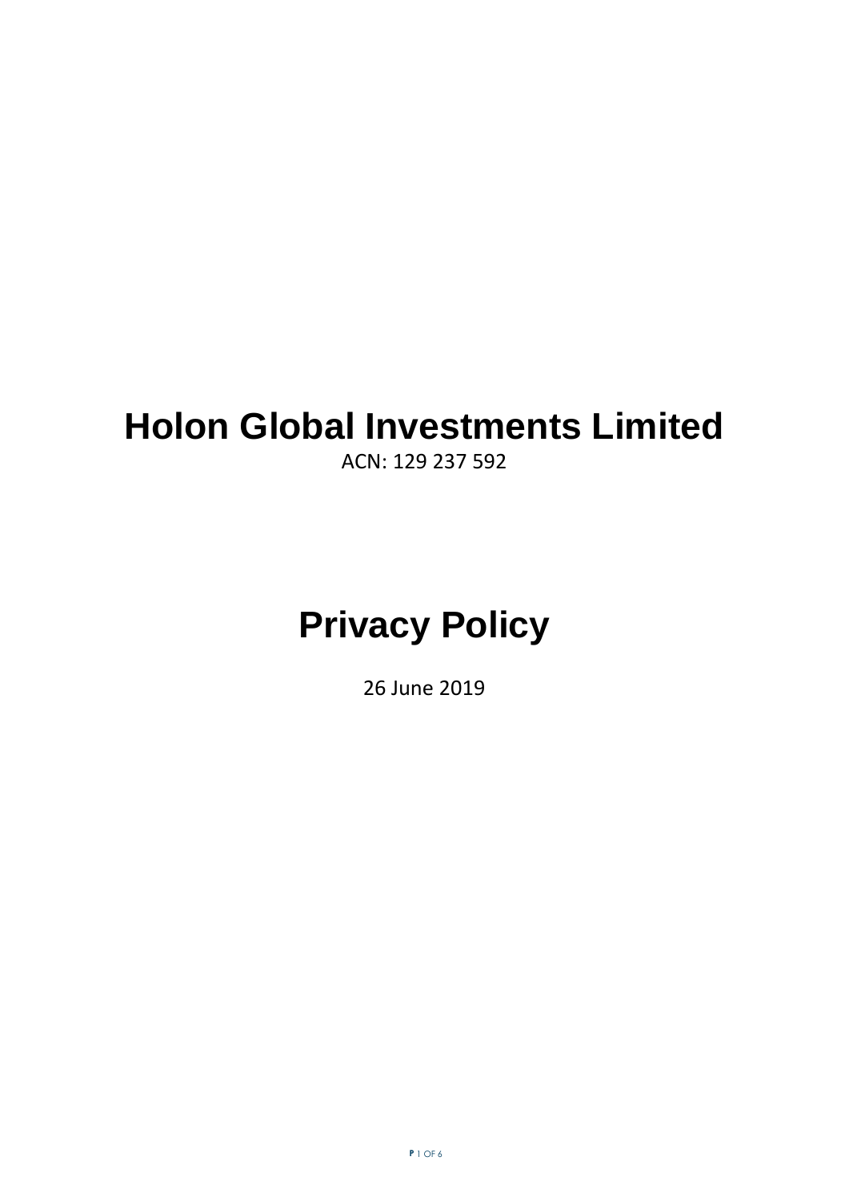# Holon Global Investments Limited

ACN: 129 237 592

# Privacy Policy

26 June 2019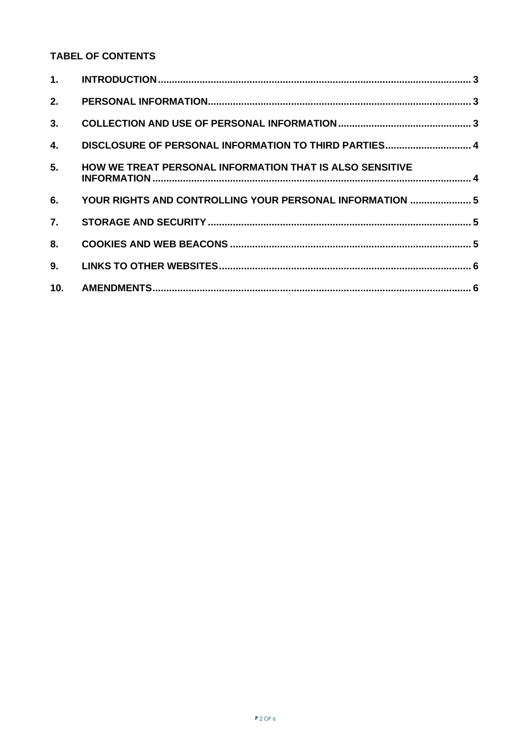**TABEL OF CONTENTS**

1. **INTRODUCTION** ........ 3
2. **PERSONAL INFORMATION** ........ 3
3. **COLLECTION AND USE OF PERSONAL INFORMATION** ........ 3
4. **DISCLOSURE OF PERSONAL INFORMATION TO THIRD PARTIES** ........ 4
5. **HOW WE TREAT PERSONAL INFORMATION THAT IS ALSO SENSITIVE INFORMATION** ........ 4
6. **YOUR RIGHTS AND CONTROLLING YOUR PERSONAL INFORMATION** ........ 5
7. **STORAGE AND SECURITY** ........ 5
8. **COOKIES AND WEB BEACONS** ........ 5
9. **LINKS TO OTHER WEBSITES** ........ 6
10. **AMENDMENTS** ........ 6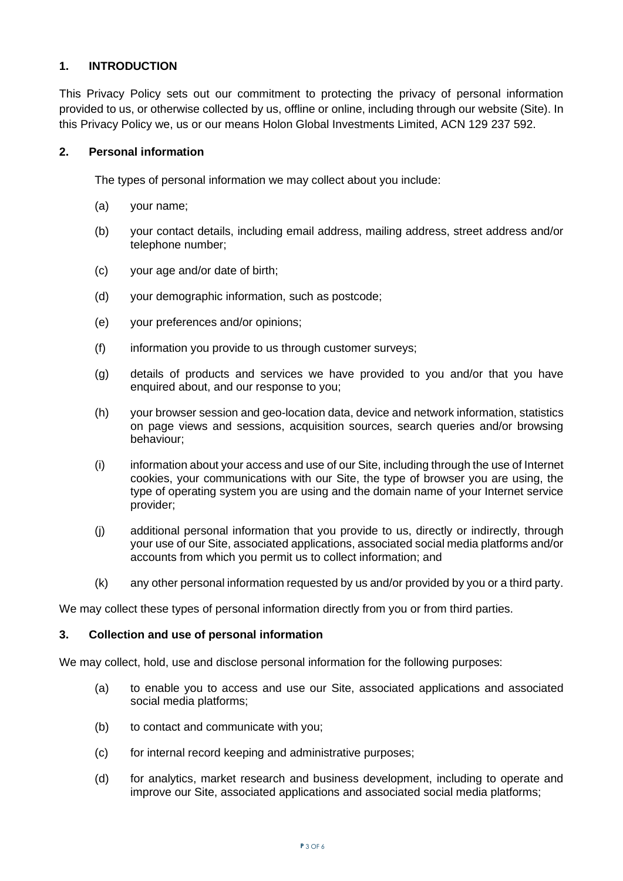## 1. INTRODUCTION

This Privacy Policy sets out our commitment to protecting the privacy of personal information provided to us, or otherwise collected by us, offline or online, including through our website (Site). In this Privacy Policy we, us or our means Holon Global Investments Limited, ACN 129 237 592.

## 2. Personal information

The types of personal information we may collect about you include:

(a) your name;

(b) your contact details, including email address, mailing address, street address and/or telephone number;

(c) your age and/or date of birth;

(d) your demographic information, such as postcode;

(e) your preferences and/or opinions;

(f) information you provide to us through customer surveys;

(g) details of products and services we have provided to you and/or that you have enquired about, and our response to you;

(h) your browser session and geo-location data, device and network information, statistics on page views and sessions, acquisition sources, search queries and/or browsing behaviour;

(i) information about your access and use of our Site, including through the use of Internet cookies, your communications with our Site, the type of browser you are using, the type of operating system you are using and the domain name of your Internet service provider;

(j) additional personal information that you provide to us, directly or indirectly, through your use of our Site, associated applications, associated social media platforms and/or accounts from which you permit us to collect information; and

(k) any other personal information requested by us and/or provided by you or a third party.

We may collect these types of personal information directly from you or from third parties.

## 3. Collection and use of personal information

We may collect, hold, use and disclose personal information for the following purposes:

(a) to enable you to access and use our Site, associated applications and associated social media platforms;

(b) to contact and communicate with you;

(c) for internal record keeping and administrative purposes;

(d) for analytics, market research and business development, including to operate and improve our Site, associated applications and associated social media platforms;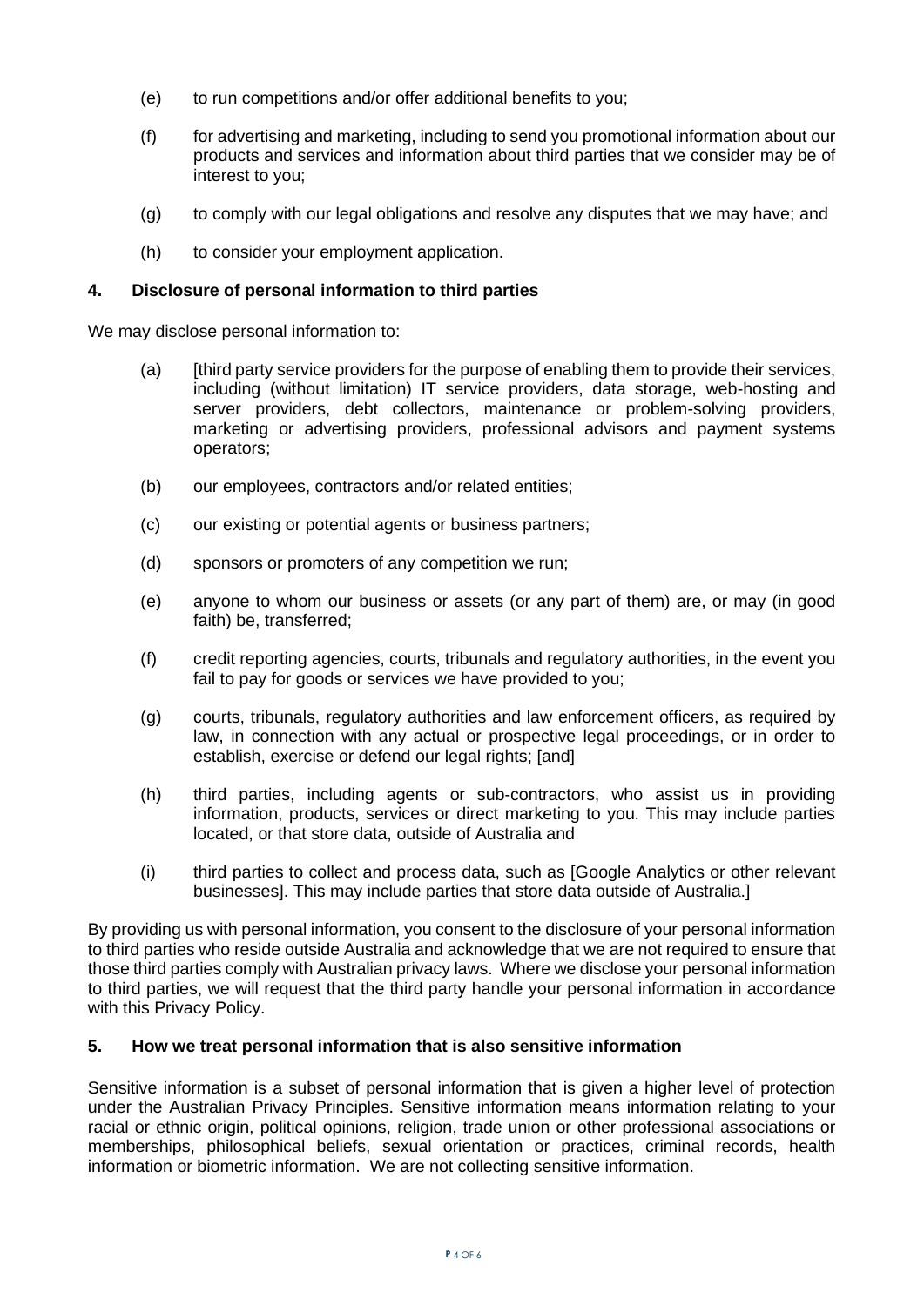(e) to run competitions and/or offer additional benefits to you;

(f) for advertising and marketing, including to send you promotional information about our products and services and information about third parties that we consider may be of interest to you;

(g) to comply with our legal obligations and resolve any disputes that we may have; and

(h) to consider your employment application.

## 4. Disclosure of personal information to third parties

We may disclose personal information to:

(a) [third party service providers for the purpose of enabling them to provide their services, including (without limitation) IT service providers, data storage, web-hosting and server providers, debt collectors, maintenance or problem-solving providers, marketing or advertising providers, professional advisors and payment systems operators;

(b) our employees, contractors and/or related entities;

(c) our existing or potential agents or business partners;

(d) sponsors or promoters of any competition we run;

(e) anyone to whom our business or assets (or any part of them) are, or may (in good faith) be, transferred;

(f) credit reporting agencies, courts, tribunals and regulatory authorities, in the event you fail to pay for goods or services we have provided to you;

(g) courts, tribunals, regulatory authorities and law enforcement officers, as required by law, in connection with any actual or prospective legal proceedings, or in order to establish, exercise or defend our legal rights; [and]

(h) third parties, including agents or sub-contractors, who assist us in providing information, products, services or direct marketing to you. This may include parties located, or that store data, outside of Australia and

(i) third parties to collect and process data, such as [Google Analytics or other relevant businesses]. This may include parties that store data outside of Australia.]

By providing us with personal information, you consent to the disclosure of your personal information to third parties who reside outside Australia and acknowledge that we are not required to ensure that those third parties comply with Australian privacy laws. Where we disclose your personal information to third parties, we will request that the third party handle your personal information in accordance with this Privacy Policy.

## 5. How we treat personal information that is also sensitive information

Sensitive information is a subset of personal information that is given a higher level of protection under the Australian Privacy Principles. Sensitive information means information relating to your racial or ethnic origin, political opinions, religion, trade union or other professional associations or memberships, philosophical beliefs, sexual orientation or practices, criminal records, health information or biometric information. We are not collecting sensitive information.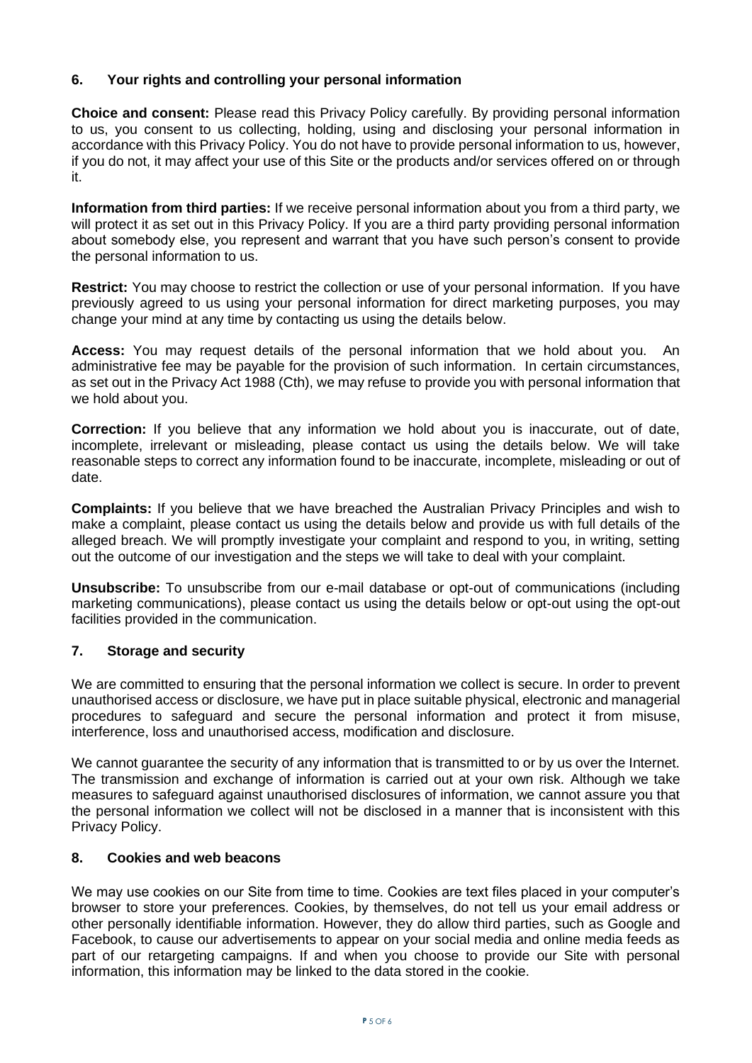## 6. Your rights and controlling your personal information

**Choice and consent:** Please read this Privacy Policy carefully. By providing personal information to us, you consent to us collecting, holding, using and disclosing your personal information in accordance with this Privacy Policy. You do not have to provide personal information to us, however, if you do not, it may affect your use of this Site or the products and/or services offered on or through it.

**Information from third parties:** If we receive personal information about you from a third party, we will protect it as set out in this Privacy Policy. If you are a third party providing personal information about somebody else, you represent and warrant that you have such person's consent to provide the personal information to us.

**Restrict:** You may choose to restrict the collection or use of your personal information. If you have previously agreed to us using your personal information for direct marketing purposes, you may change your mind at any time by contacting us using the details below.

**Access:** You may request details of the personal information that we hold about you. An administrative fee may be payable for the provision of such information. In certain circumstances, as set out in the Privacy Act 1988 (Cth), we may refuse to provide you with personal information that we hold about you.

**Correction:** If you believe that any information we hold about you is inaccurate, out of date, incomplete, irrelevant or misleading, please contact us using the details below. We will take reasonable steps to correct any information found to be inaccurate, incomplete, misleading or out of date.

**Complaints:** If you believe that we have breached the Australian Privacy Principles and wish to make a complaint, please contact us using the details below and provide us with full details of the alleged breach. We will promptly investigate your complaint and respond to you, in writing, setting out the outcome of our investigation and the steps we will take to deal with your complaint.

**Unsubscribe:** To unsubscribe from our e-mail database or opt-out of communications (including marketing communications), please contact us using the details below or opt-out using the opt-out facilities provided in the communication.

## 7. Storage and security

We are committed to ensuring that the personal information we collect is secure. In order to prevent unauthorised access or disclosure, we have put in place suitable physical, electronic and managerial procedures to safeguard and secure the personal information and protect it from misuse, interference, loss and unauthorised access, modification and disclosure.

We cannot guarantee the security of any information that is transmitted to or by us over the Internet. The transmission and exchange of information is carried out at your own risk. Although we take measures to safeguard against unauthorised disclosures of information, we cannot assure you that the personal information we collect will not be disclosed in a manner that is inconsistent with this Privacy Policy.

## 8. Cookies and web beacons

We may use cookies on our Site from time to time. Cookies are text files placed in your computer's browser to store your preferences. Cookies, by themselves, do not tell us your email address or other personally identifiable information. However, they do allow third parties, such as Google and Facebook, to cause our advertisements to appear on your social media and online media feeds as part of our retargeting campaigns. If and when you choose to provide our Site with personal information, this information may be linked to the data stored in the cookie.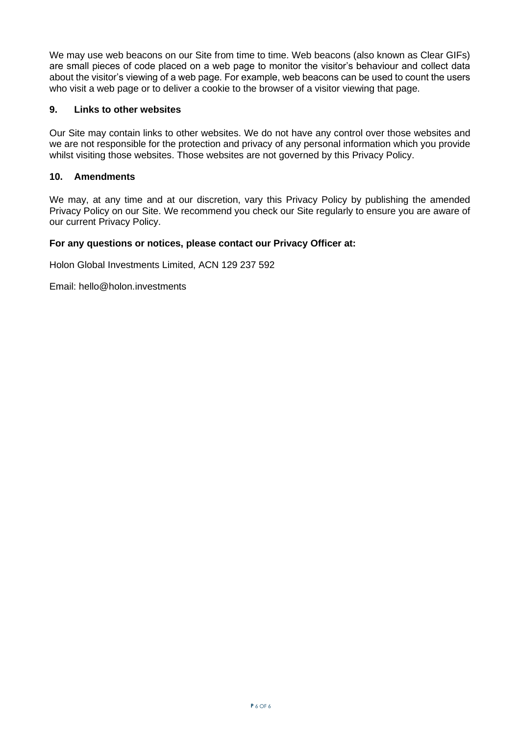We may use web beacons on our Site from time to time. Web beacons (also known as Clear GIFs) are small pieces of code placed on a web page to monitor the visitor's behaviour and collect data about the visitor's viewing of a web page. For example, web beacons can be used to count the users who visit a web page or to deliver a cookie to the browser of a visitor viewing that page.

## 9. Links to other websites

Our Site may contain links to other websites. We do not have any control over those websites and we are not responsible for the protection and privacy of any personal information which you provide whilst visiting those websites. Those websites are not governed by this Privacy Policy.

## 10. Amendments

We may, at any time and at our discretion, vary this Privacy Policy by publishing the amended Privacy Policy on our Site. We recommend you check our Site regularly to ensure you are aware of our current Privacy Policy.

**For any questions or notices, please contact our Privacy Officer at:**

Holon Global Investments Limited, ACN 129 237 592

Email: hello@holon.investments